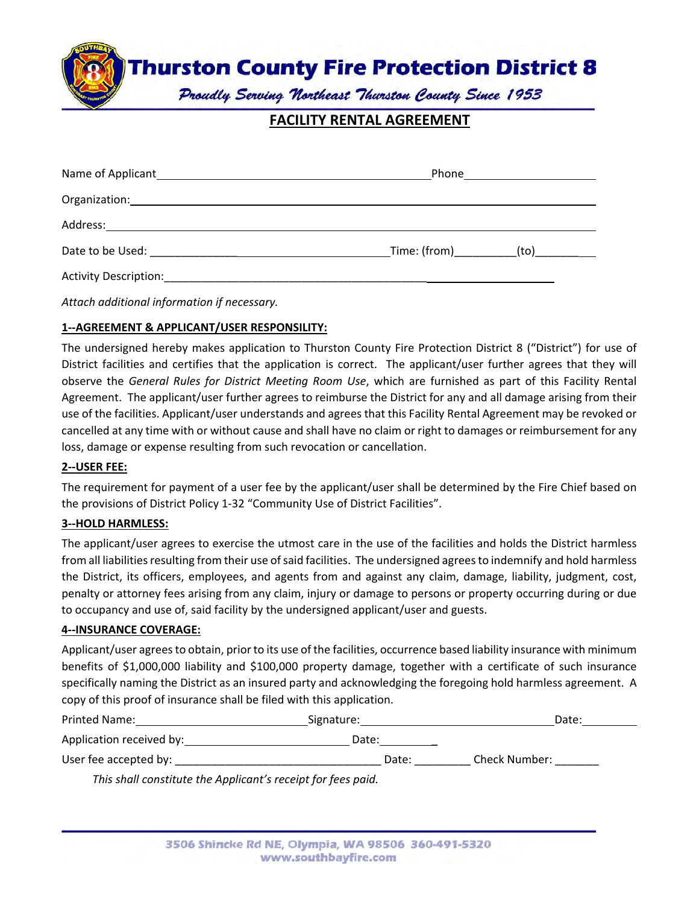# Thurston County Fire Protection District 8

*Proudly Serving Northeast Thurston County Since 1953*

## FACILITY RENTAL AGREEMENT

Name of Applicant_______________________________________ Phone____________________

Organization:_____________________________________________________________________

Address:_________________________________________________________________________

Date to be Used: _______________________________________ Time: (from)_________(to)__________

Activity Description:______________________________________________________________

*Attach additional information if necessary.*

**1--AGREEMENT & APPLICANT/USER RESPONSILITY:**

The undersigned hereby makes application to Thurston County Fire Protection District 8 ("District") for use of District facilities and certifies that the application is correct. The applicant/user further agrees that they will observe the *General Rules for District Meeting Room Use*, which are furnished as part of this Facility Rental Agreement. The applicant/user further agrees to reimburse the District for any and all damage arising from their use of the facilities. Applicant/user understands and agrees that this Facility Rental Agreement may be revoked or cancelled at any time with or without cause and shall have no claim or right to damages or reimbursement for any loss, damage or expense resulting from such revocation or cancellation.

**2--USER FEE:**

The requirement for payment of a user fee by the applicant/user shall be determined by the Fire Chief based on the provisions of District Policy 1-32 "Community Use of District Facilities".

**3--HOLD HARMLESS:**

The applicant/user agrees to exercise the utmost care in the use of the facilities and holds the District harmless from all liabilities resulting from their use of said facilities. The undersigned agrees to indemnify and hold harmless the District, its officers, employees, and agents from and against any claim, damage, liability, judgment, cost, penalty or attorney fees arising from any claim, injury or damage to persons or property occurring during or due to occupancy and use of, said facility by the undersigned applicant/user and guests.

**4--INSURANCE COVERAGE:**

Applicant/user agrees to obtain, prior to its use of the facilities, occurrence based liability insurance with minimum benefits of $1,000,000 liability and $100,000 property damage, together with a certificate of such insurance specifically naming the District as an insured party and acknowledging the foregoing hold harmless agreement. A copy of this proof of insurance shall be filed with this application.

Printed Name:__________________________ Signature:______________________________ Date:_________

Application received by:__________________________ Date:_________

User fee accepted by: _________________________________ Date: _________ Check Number: _______

*This shall constitute the Applicant's receipt for fees paid.*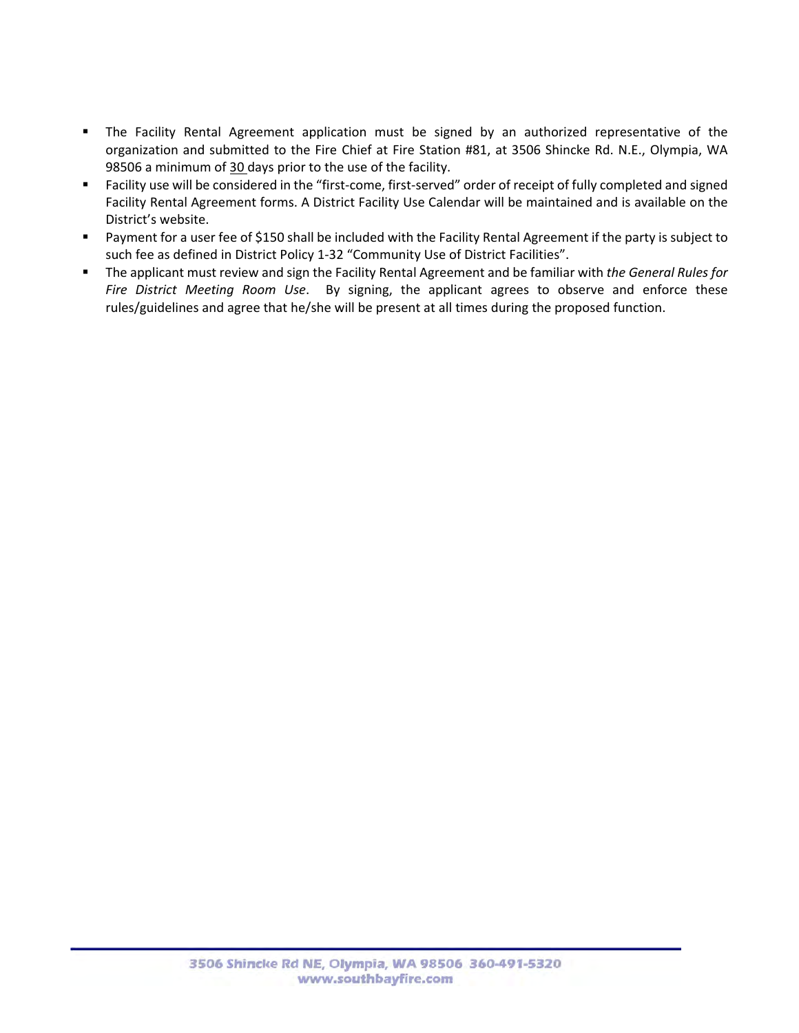- The Facility Rental Agreement application must be signed by an authorized representative of the organization and submitted to the Fire Chief at Fire Station #81, at 3506 Shincke Rd. N.E., Olympia, WA 98506 a minimum of 30 days prior to the use of the facility.
- Facility use will be considered in the "first-come, first-served" order of receipt of fully completed and signed Facility Rental Agreement forms. A District Facility Use Calendar will be maintained and is available on the District's website.
- Payment for a user fee of $150 shall be included with the Facility Rental Agreement if the party is subject to such fee as defined in District Policy 1-32 "Community Use of District Facilities".
- The applicant must review and sign the Facility Rental Agreement and be familiar with *the General Rules for Fire District Meeting Room Use*. By signing, the applicant agrees to observe and enforce these rules/guidelines and agree that he/she will be present at all times during the proposed function.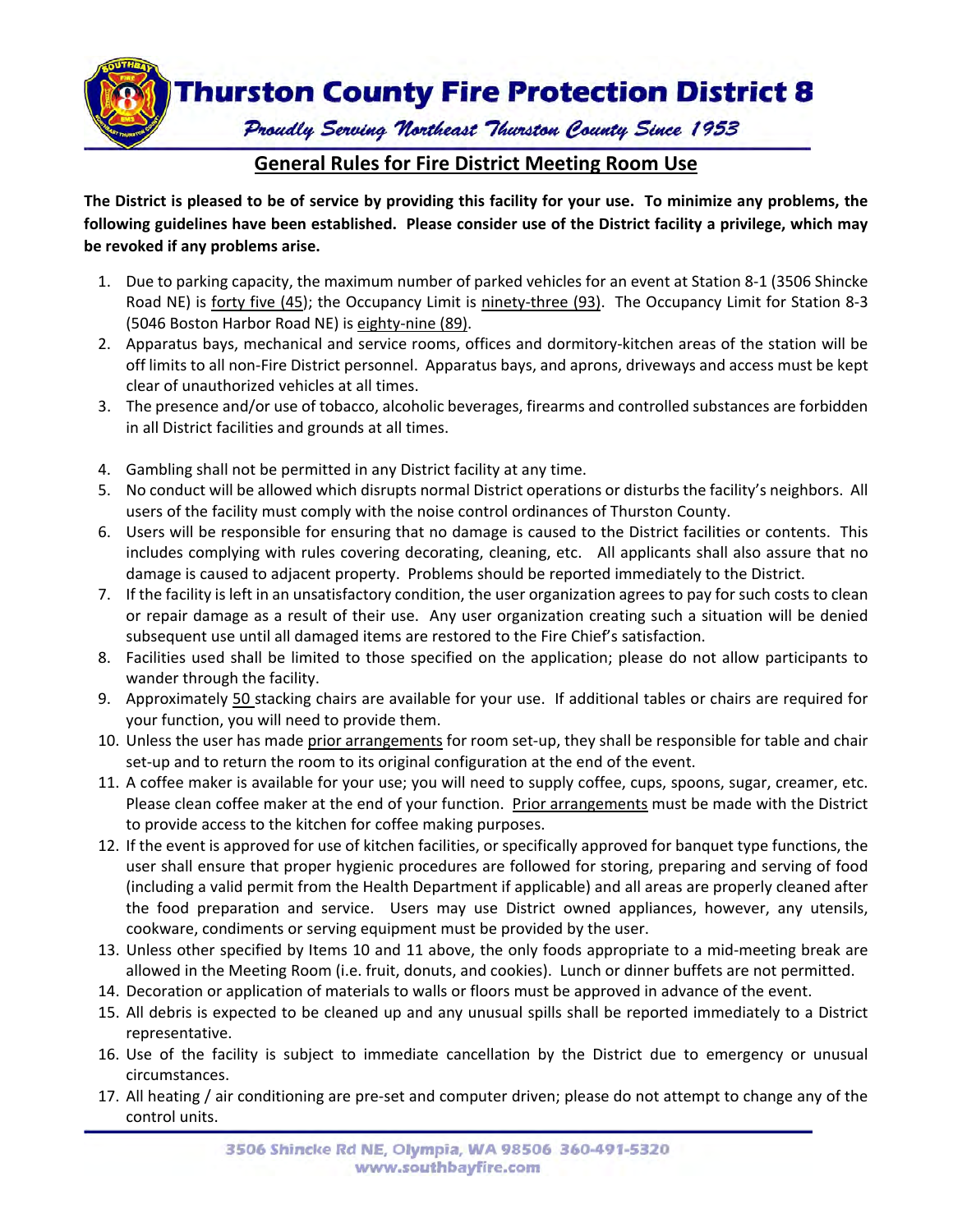# Thurston County Fire Protection District 8

*Proudly Serving Northeast Thurston County Since 1953*

## General Rules for Fire District Meeting Room Use

**The District is pleased to be of service by providing this facility for your use. To minimize any problems, the following guidelines have been established. Please consider use of the District facility a privilege, which may be revoked if any problems arise.**

1. Due to parking capacity, the maximum number of parked vehicles for an event at Station 8-1 (3506 Shincke Road NE) is forty five (45); the Occupancy Limit is ninety-three (93). The Occupancy Limit for Station 8-3 (5046 Boston Harbor Road NE) is eighty-nine (89).
2. Apparatus bays, mechanical and service rooms, offices and dormitory-kitchen areas of the station will be off limits to all non-Fire District personnel. Apparatus bays, and aprons, driveways and access must be kept clear of unauthorized vehicles at all times.
3. The presence and/or use of tobacco, alcoholic beverages, firearms and controlled substances are forbidden in all District facilities and grounds at all times.
4. Gambling shall not be permitted in any District facility at any time.
5. No conduct will be allowed which disrupts normal District operations or disturbs the facility's neighbors. All users of the facility must comply with the noise control ordinances of Thurston County.
6. Users will be responsible for ensuring that no damage is caused to the District facilities or contents. This includes complying with rules covering decorating, cleaning, etc. All applicants shall also assure that no damage is caused to adjacent property. Problems should be reported immediately to the District.
7. If the facility is left in an unsatisfactory condition, the user organization agrees to pay for such costs to clean or repair damage as a result of their use. Any user organization creating such a situation will be denied subsequent use until all damaged items are restored to the Fire Chief's satisfaction.
8. Facilities used shall be limited to those specified on the application; please do not allow participants to wander through the facility.
9. Approximately 50 stacking chairs are available for your use. If additional tables or chairs are required for your function, you will need to provide them.
10. Unless the user has made prior arrangements for room set-up, they shall be responsible for table and chair set-up and to return the room to its original configuration at the end of the event.
11. A coffee maker is available for your use; you will need to supply coffee, cups, spoons, sugar, creamer, etc. Please clean coffee maker at the end of your function. Prior arrangements must be made with the District to provide access to the kitchen for coffee making purposes.
12. If the event is approved for use of kitchen facilities, or specifically approved for banquet type functions, the user shall ensure that proper hygienic procedures are followed for storing, preparing and serving of food (including a valid permit from the Health Department if applicable) and all areas are properly cleaned after the food preparation and service. Users may use District owned appliances, however, any utensils, cookware, condiments or serving equipment must be provided by the user.
13. Unless other specified by Items 10 and 11 above, the only foods appropriate to a mid-meeting break are allowed in the Meeting Room (i.e. fruit, donuts, and cookies). Lunch or dinner buffets are not permitted.
14. Decoration or application of materials to walls or floors must be approved in advance of the event.
15. All debris is expected to be cleaned up and any unusual spills shall be reported immediately to a District representative.
16. Use of the facility is subject to immediate cancellation by the District due to emergency or unusual circumstances.
17. All heating / air conditioning are pre-set and computer driven; please do not attempt to change any of the control units.

3506 Shincke Rd NE, Olympia, WA 98506 360-491-5320
www.southbayfire.com